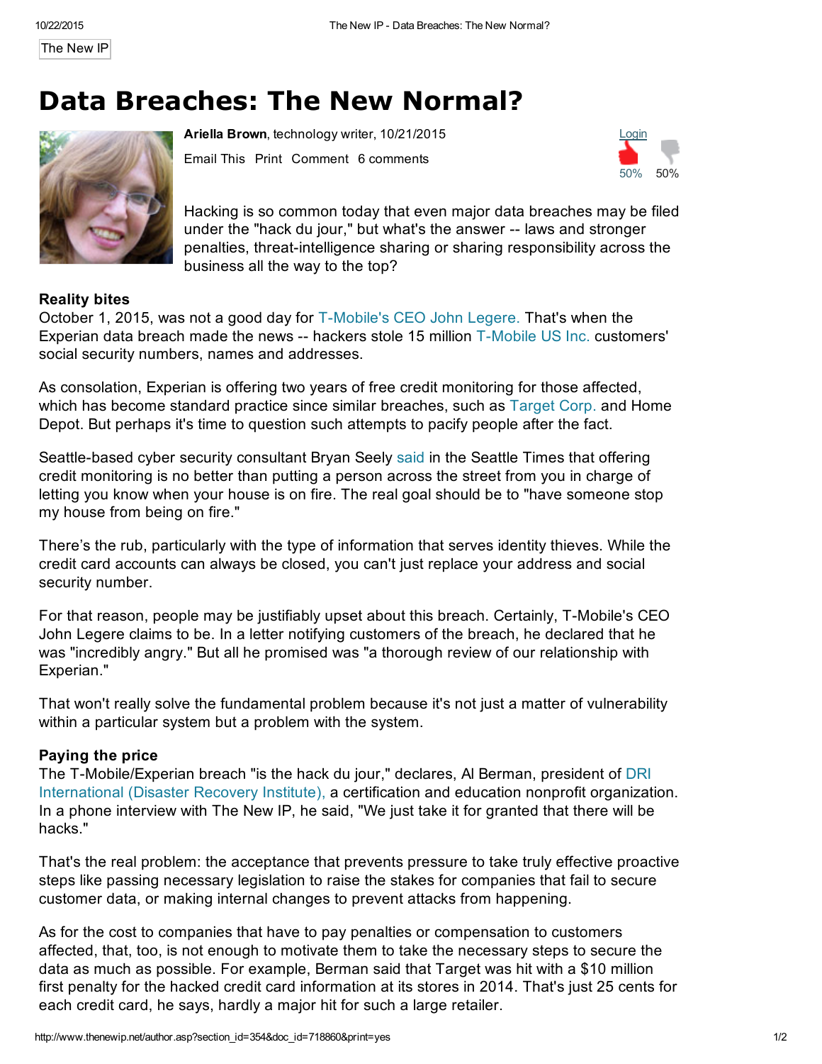The New IP

# Data Breaches: The New Normal?

**Ariella Brown**, technology writer, 10/21/2015

Email This Print Comment 6 comments

Login

50% 50%

Hacking is so common today that even major data breaches may be filed under the "hack du jour," but what's the answer -- laws and stronger penalties, threat-intelligence sharing or sharing responsibility across the business all the way to the top?

**Reality bites**

October 1, 2015, was not a good day for T-Mobile's CEO John Legere. That's when the Experian data breach made the news -- hackers stole 15 million T-Mobile US Inc. customers' social security numbers, names and addresses.

As consolation, Experian is offering two years of free credit monitoring for those affected, which has become standard practice since similar breaches, such as Target Corp. and Home Depot. But perhaps it's time to question such attempts to pacify people after the fact.

Seattle-based cyber security consultant Bryan Seely said in the Seattle Times that offering credit monitoring is no better than putting a person across the street from you in charge of letting you know when your house is on fire. The real goal should be to "have someone stop my house from being on fire."

There's the rub, particularly with the type of information that serves identity thieves. While the credit card accounts can always be closed, you can't just replace your address and social security number.

For that reason, people may be justifiably upset about this breach. Certainly, T-Mobile's CEO John Legere claims to be. In a letter notifying customers of the breach, he declared that he was "incredibly angry." But all he promised was "a thorough review of our relationship with Experian."

That won't really solve the fundamental problem because it's not just a matter of vulnerability within a particular system but a problem with the system.

**Paying the price**

The T-Mobile/Experian breach "is the hack du jour," declares, Al Berman, president of DRI International (Disaster Recovery Institute), a certification and education nonprofit organization. In a phone interview with The New IP, he said, "We just take it for granted that there will be hacks."

That's the real problem: the acceptance that prevents pressure to take truly effective proactive steps like passing necessary legislation to raise the stakes for companies that fail to secure customer data, or making internal changes to prevent attacks from happening.

As for the cost to companies that have to pay penalties or compensation to customers affected, that, too, is not enough to motivate them to take the necessary steps to secure the data as much as possible. For example, Berman said that Target was hit with a $10 million first penalty for the hacked credit card information at its stores in 2014. That's just 25 cents for each credit card, he says, hardly a major hit for such a large retailer.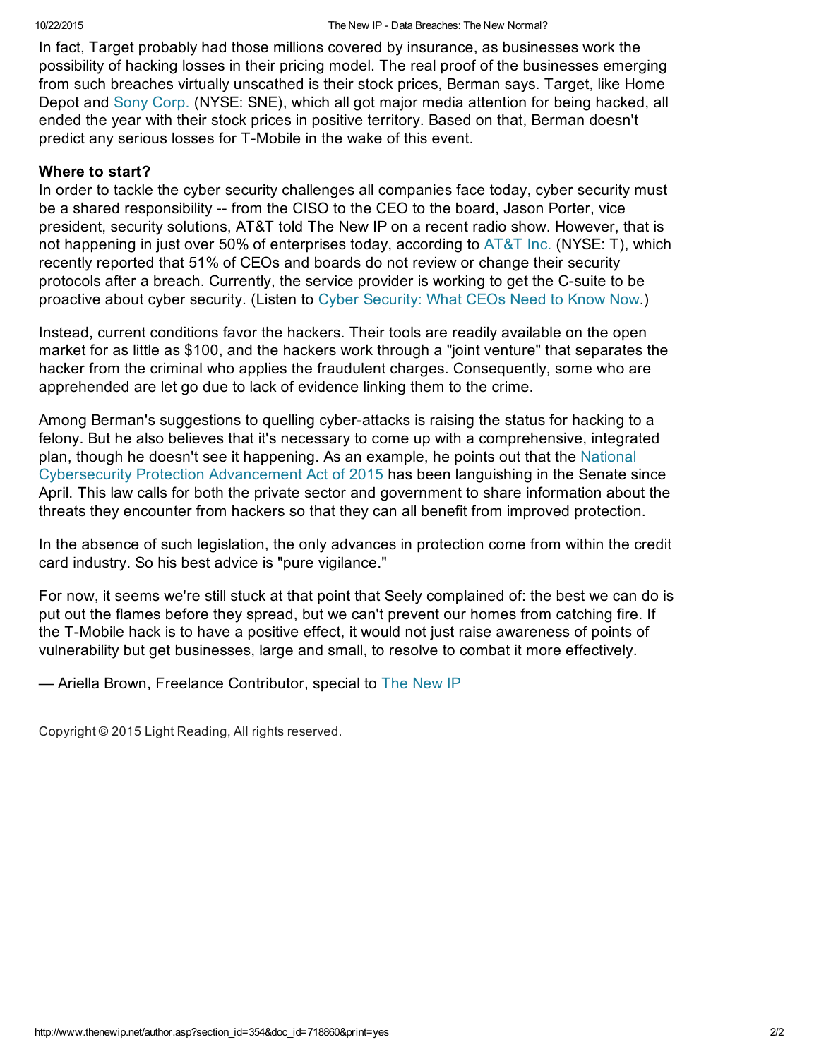In fact, Target probably had those millions covered by insurance, as businesses work the possibility of hacking losses in their pricing model. The real proof of the businesses emerging from such breaches virtually unscathed is their stock prices, Berman says. Target, like Home Depot and Sony Corp. (NYSE: SNE), which all got major media attention for being hacked, all ended the year with their stock prices in positive territory. Based on that, Berman doesn't predict any serious losses for T-Mobile in the wake of this event.

**Where to start?**

In order to tackle the cyber security challenges all companies face today, cyber security must be a shared responsibility -- from the CISO to the CEO to the board, Jason Porter, vice president, security solutions, AT&T told The New IP on a recent radio show. However, that is not happening in just over 50% of enterprises today, according to AT&T Inc. (NYSE: T), which recently reported that 51% of CEOs and boards do not review or change their security protocols after a breach. Currently, the service provider is working to get the C-suite to be proactive about cyber security. (Listen to Cyber Security: What CEOs Need to Know Now.)

Instead, current conditions favor the hackers. Their tools are readily available on the open market for as little as $100, and the hackers work through a "joint venture" that separates the hacker from the criminal who applies the fraudulent charges. Consequently, some who are apprehended are let go due to lack of evidence linking them to the crime.

Among Berman's suggestions to quelling cyber-attacks is raising the status for hacking to a felony. But he also believes that it's necessary to come up with a comprehensive, integrated plan, though he doesn't see it happening. As an example, he points out that the National Cybersecurity Protection Advancement Act of 2015 has been languishing in the Senate since April. This law calls for both the private sector and government to share information about the threats they encounter from hackers so that they can all benefit from improved protection.

In the absence of such legislation, the only advances in protection come from within the credit card industry. So his best advice is "pure vigilance."

For now, it seems we're still stuck at that point that Seely complained of: the best we can do is put out the flames before they spread, but we can't prevent our homes from catching fire. If the T-Mobile hack is to have a positive effect, it would not just raise awareness of points of vulnerability but get businesses, large and small, to resolve to combat it more effectively.

— Ariella Brown, Freelance Contributor, special to The New IP

Copyright © 2015 Light Reading, All rights reserved.